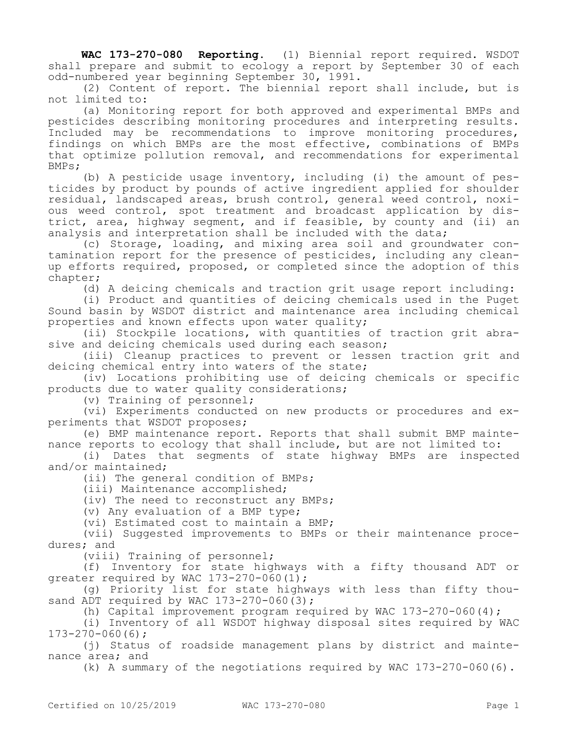**WAC 173-270-080 Reporting.** (1) Biennial report required. WSDOT shall prepare and submit to ecology a report by September 30 of each odd-numbered year beginning September 30, 1991.

(2) Content of report. The biennial report shall include, but is not limited to:

(a) Monitoring report for both approved and experimental BMPs and pesticides describing monitoring procedures and interpreting results. Included may be recommendations to improve monitoring procedures, findings on which BMPs are the most effective, combinations of BMPs that optimize pollution removal, and recommendations for experimental BMPs;

(b) A pesticide usage inventory, including (i) the amount of pesticides by product by pounds of active ingredient applied for shoulder residual, landscaped areas, brush control, general weed control, noxious weed control, spot treatment and broadcast application by district, area, highway segment, and if feasible, by county and (ii) an analysis and interpretation shall be included with the data;

(c) Storage, loading, and mixing area soil and groundwater contamination report for the presence of pesticides, including any cleanup efforts required, proposed, or completed since the adoption of this chapter;

(d) A deicing chemicals and traction grit usage report including:

(i) Product and quantities of deicing chemicals used in the Puget Sound basin by WSDOT district and maintenance area including chemical properties and known effects upon water quality;

(ii) Stockpile locations, with quantities of traction grit abrasive and deicing chemicals used during each season;

(iii) Cleanup practices to prevent or lessen traction grit and deicing chemical entry into waters of the state;

(iv) Locations prohibiting use of deicing chemicals or specific products due to water quality considerations;

(v) Training of personnel;

(vi) Experiments conducted on new products or procedures and experiments that WSDOT proposes;

(e) BMP maintenance report. Reports that shall submit BMP maintenance reports to ecology that shall include, but are not limited to:

(i) Dates that segments of state highway BMPs are inspected and/or maintained;

(ii) The general condition of BMPs;

(iii) Maintenance accomplished;

(iv) The need to reconstruct any BMPs;

(v) Any evaluation of a BMP type;

(vi) Estimated cost to maintain a BMP;

(vii) Suggested improvements to BMPs or their maintenance procedures; and

(viii) Training of personnel;

(f) Inventory for state highways with a fifty thousand ADT or greater required by WAC 173-270-060(1);

(g) Priority list for state highways with less than fifty thousand ADT required by WAC 173-270-060(3);

(h) Capital improvement program required by WAC 173-270-060(4);

(i) Inventory of all WSDOT highway disposal sites required by WAC 173-270-060(6);

(j) Status of roadside management plans by district and maintenance area; and

(k) A summary of the negotiations required by WAC 173-270-060(6).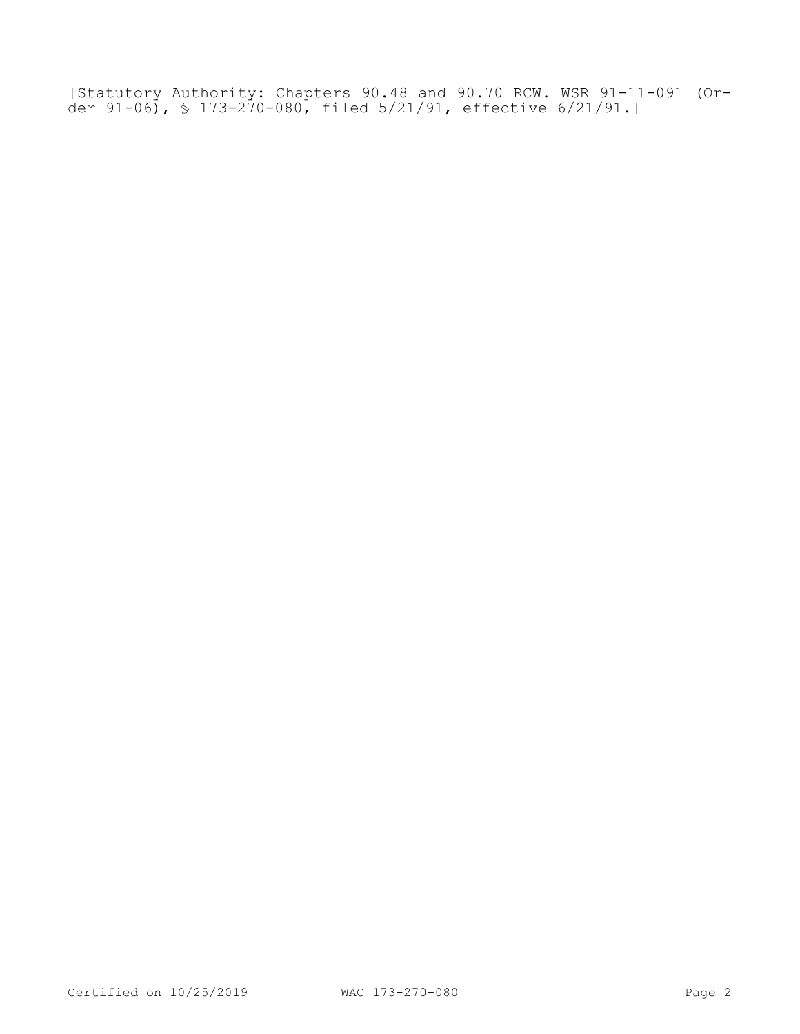[Statutory Authority: Chapters 90.48 and 90.70 RCW. WSR 91-11-091 (Order 91-06), § 173-270-080, filed 5/21/91, effective 6/21/91.]